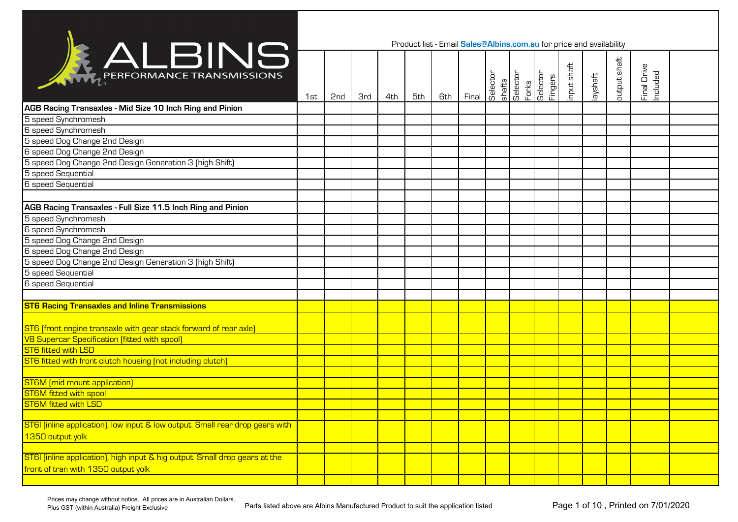# ALBINS PERFORMANCE TRANSMISSIONS

Product list - Email **Sales@Albins.com.au** for price and availability

| | 1st | 2nd | 3rd | 4th | 5th | 6th | Final | Selector shafts | Selector Forks | Selector Fingers | input shaft | layshaft | output shaft | Final Drive Included | |
|---|---|---|---|---|---|---|---|---|---|---|---|---|---|---|---|
| **AGB Racing Transaxles - Mid Size 10 Inch Ring and Pinion** | | | | | | | | | | | | | | | |
| 5 speed Synchromesh | | | | | | | | | | | | | | | |
| 6 speed Synchromesh | | | | | | | | | | | | | | | |
| 5 speed Dog Change 2nd Design | | | | | | | | | | | | | | | |
| 6 speed Dog Change 2nd Design | | | | | | | | | | | | | | | |
| 5 speed Dog Change 2nd Design Generation 3 (high Shift) | | | | | | | | | | | | | | | |
| 5 speed Sequential | | | | | | | | | | | | | | | |
| 6 speed Sequential | | | | | | | | | | | | | | | |
| | | | | | | | | | | | | | | | |
| **AGB Racing Transaxles - Full Size 11.5 Inch Ring and Pinion** | | | | | | | | | | | | | | | |
| 5 speed Synchromesh | | | | | | | | | | | | | | | |
| 6 speed Synchromesh | | | | | | | | | | | | | | | |
| 5 speed Dog Change 2nd Design | | | | | | | | | | | | | | | |
| 6 speed Dog Change 2nd Design | | | | | | | | | | | | | | | |
| 5 speed Dog Change 2nd Design Generation 3 (high Shift) | | | | | | | | | | | | | | | |
| 5 speed Sequential | | | | | | | | | | | | | | | |
| 6 speed Sequential | | | | | | | | | | | | | | | |
| | | | | | | | | | | | | | | | |
| **ST6 Racing Transaxles and Inline Transmissions** | | | | | | | | | | | | | | | |
| | | | | | | | | | | | | | | | |
| ST6 (front engine transaxle with gear stack forward of rear axle) | | | | | | | | | | | | | | | |
| V8 Supercar Specification (fitted with spool) | | | | | | | | | | | | | | | |
| ST6 fitted with LSD | | | | | | | | | | | | | | | |
| ST6 fitted with front clutch housing (not including clutch) | | | | | | | | | | | | | | | |
| | | | | | | | | | | | | | | | |
| ST6M (mid mount application) | | | | | | | | | | | | | | | |
| ST6M fitted with spool | | | | | | | | | | | | | | | |
| ST6M fitted with LSD | | | | | | | | | | | | | | | |
| | | | | | | | | | | | | | | | |
| ST6I (inline application), low input & low output. Small rear drop gears with 1350 output yolk | | | | | | | | | | | | | | | |
| | | | | | | | | | | | | | | | |
| ST6I (inline application), high input & hig output. Small drop gears at the front of tran with 1350 output yolk | | | | | | | | | | | | | | | |
| | | | | | | | | | | | | | | | |

Prices may change without notice. All prices are in Australian Dollars.
Plus GST (within Australia) Freight Exclusive

Parts listed above are Albins Manufactured Product to suit the application listed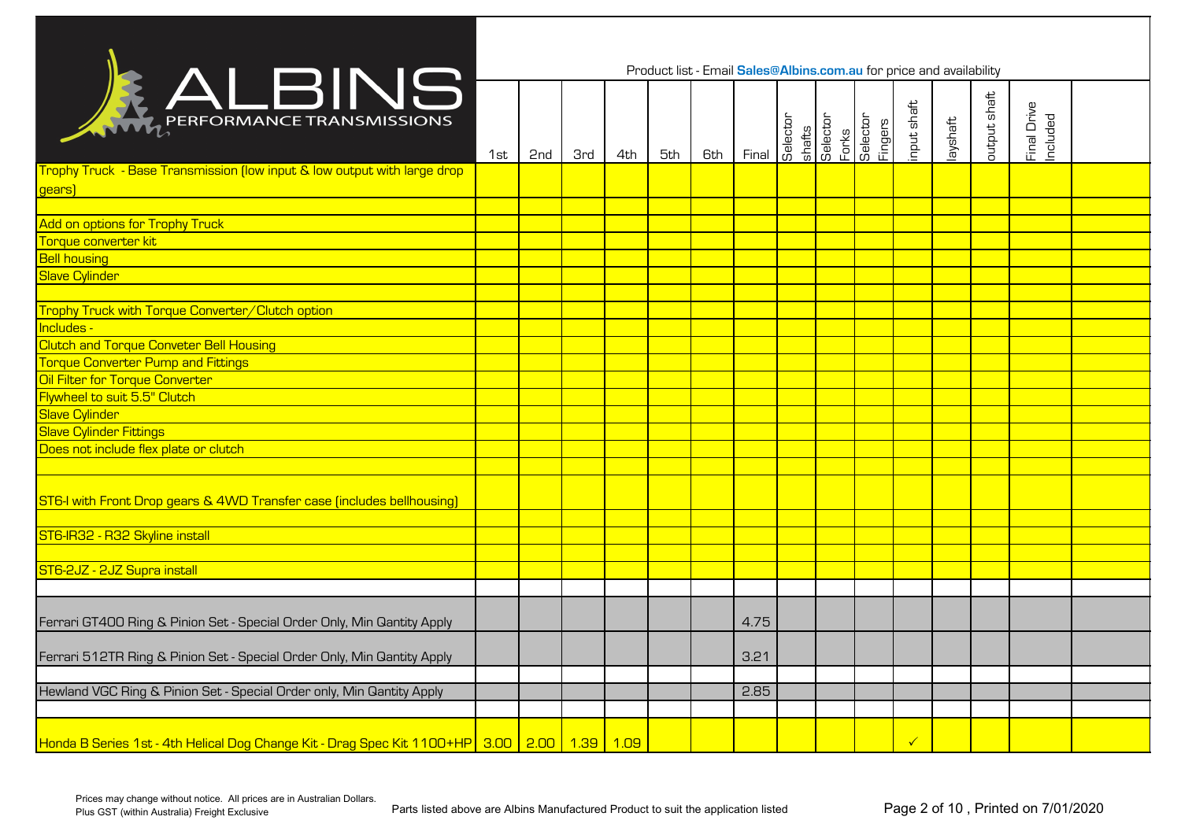# ALBINS PERFORMANCE TRANSMISSIONS

Product list - Email **Sales@Albins.com.au** for price and availability

| | 1st | 2nd | 3rd | 4th | 5th | 6th | Final | Selector shafts | Selector Forks | Selector Fingers | input shaft | layshaft | output shaft | Final Drive Included | |
|---|---|---|---|---|---|---|---|---|---|---|---|---|---|---|---|
| Trophy Truck - Base Transmission (low input & low output with large drop gears) | | | | | | | | | | | | | | | |
| | | | | | | | | | | | | | | | |
| Add on options for Trophy Truck | | | | | | | | | | | | | | | |
| Torque converter kit | | | | | | | | | | | | | | | |
| Bell housing | | | | | | | | | | | | | | | |
| Slave Cylinder | | | | | | | | | | | | | | | |
| | | | | | | | | | | | | | | | |
| Trophy Truck with Torque Converter/Clutch option | | | | | | | | | | | | | | | |
| Includes - | | | | | | | | | | | | | | | |
| Clutch and Torque Conveter Bell Housing | | | | | | | | | | | | | | | |
| Torque Converter Pump and Fittings | | | | | | | | | | | | | | | |
| Oil Filter for Torque Converter | | | | | | | | | | | | | | | |
| Flywheel to suit 5.5" Clutch | | | | | | | | | | | | | | | |
| Slave Cylinder | | | | | | | | | | | | | | | |
| Slave Cylinder Fittings | | | | | | | | | | | | | | | |
| Does not include flex plate or clutch | | | | | | | | | | | | | | | |
| | | | | | | | | | | | | | | | |
| ST6-I with Front Drop gears & 4WD Transfer case (includes bellhousing) | | | | | | | | | | | | | | | |
| | | | | | | | | | | | | | | | |
| ST6-IR32 - R32 Skyline install | | | | | | | | | | | | | | | |
| | | | | | | | | | | | | | | | |
| ST6-2JZ - 2JZ Supra install | | | | | | | | | | | | | | | |
| | | | | | | | | | | | | | | | |
| Ferrari GT400 Ring & Pinion Set - Special Order Only, Min Qantity Apply | | | | | | | 4.75 | | | | | | | | |
| Ferrari 512TR Ring & Pinion Set - Special Order Only, Min Qantity Apply | | | | | | | 3.21 | | | | | | | | |
| | | | | | | | | | | | | | | | |
| Hewland VGC Ring & Pinion Set - Special Order only, Min Qantity Apply | | | | | | | 2.85 | | | | | | | | |
| | | | | | | | | | | | | | | | |
| Honda B Series 1st - 4th Helical Dog Change Kit - Drag Spec Kit 1100+HP | 3.00 | 2.00 | 1.39 | 1.09 | | | | | | | ✓ | | | | |

Prices may change without notice. All prices are in Australian Dollars. Plus GST (within Australia) Freight Exclusive

Parts listed above are Albins Manufactured Product to suit the application listed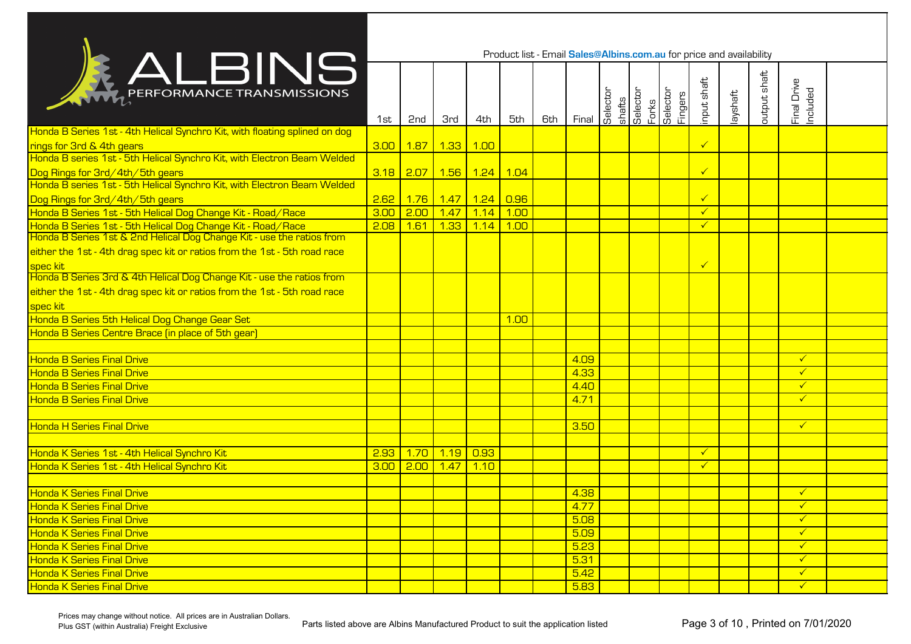**ALBINS PERFORMANCE TRANSMISSIONS**

Product list - Email **Sales@Albins.com.au** for price and availability

| | 1st | 2nd | 3rd | 4th | 5th | 6th | Final | Selector shafts | Selector Forks | Selector Fingers | input shaft | layshaft | output shaft | Final Drive Included | |
|---|---|---|---|---|---|---|---|---|---|---|---|---|---|---|---|
| Honda B Series 1st - 4th Helical Synchro Kit, with floating splined on dog rings for 3rd & 4th gears | 3.00 | 1.87 | 1.33 | 1.00 | | | | | | | ✓ | | | | |
| Honda B series 1st - 5th Helical Synchro Kit, with Electron Beam Welded Dog Rings for 3rd/4th/5th gears | 3.18 | 2.07 | 1.56 | 1.24 | 1.04 | | | | | | ✓ | | | | |
| Honda B series 1st - 5th Helical Synchro Kit, with Electron Beam Welded Dog Rings for 3rd/4th/5th gears | 2.62 | 1.76 | 1.47 | 1.24 | 0.96 | | | | | | ✓ | | | | |
| Honda B Series 1st - 5th Helical Dog Change Kit - Road/Race | 3.00 | 2.00 | 1.47 | 1.14 | 1.00 | | | | | | ✓ | | | | |
| Honda B Series 1st - 5th Helical Dog Change Kit - Road/Race | 2.08 | 1.61 | 1.33 | 1.14 | 1.00 | | | | | | ✓ | | | | |
| Honda B Series 1st & 2nd Helical Dog Change Kit - use the ratios from either the 1st - 4th drag spec kit or ratios from the 1st - 5th road race spec kit | | | | | | | | | | | ✓ | | | | |
| Honda B Series 3rd & 4th Helical Dog Change Kit - use the ratios from either the 1st - 4th drag spec kit or ratios from the 1st - 5th road race spec kit | | | | | | | | | | | | | | | |
| Honda B Series 5th Helical Dog Change Gear Set | | | | | 1.00 | | | | | | | | | | |
| Honda B Series Centre Brace (in place of 5th gear) | | | | | | | | | | | | | | | |
| | | | | | | | | | | | | | | | |
| Honda B Series Final Drive | | | | | | | 4.09 | | | | | | | ✓ | |
| Honda B Series Final Drive | | | | | | | 4.33 | | | | | | | ✓ | |
| Honda B Series Final Drive | | | | | | | 4.40 | | | | | | | ✓ | |
| Honda B Series Final Drive | | | | | | | 4.71 | | | | | | | ✓ | |
| | | | | | | | | | | | | | | | |
| Honda H Series Final Drive | | | | | | | 3.50 | | | | | | | ✓ | |
| | | | | | | | | | | | | | | | |
| Honda K Series 1st - 4th Helical Synchro Kit | 2.93 | 1.70 | 1.19 | 0.93 | | | | | | | ✓ | | | | |
| Honda K Series 1st - 4th Helical Synchro Kit | 3.00 | 2.00 | 1.47 | 1.10 | | | | | | | ✓ | | | | |
| | | | | | | | | | | | | | | | |
| Honda K Series Final Drive | | | | | | | 4.38 | | | | | | | ✓ | |
| Honda K Series Final Drive | | | | | | | 4.77 | | | | | | | ✓ | |
| Honda K Series Final Drive | | | | | | | 5.08 | | | | | | | ✓ | |
| Honda K Series Final Drive | | | | | | | 5.09 | | | | | | | ✓ | |
| Honda K Series Final Drive | | | | | | | 5.23 | | | | | | | ✓ | |
| Honda K Series Final Drive | | | | | | | 5.31 | | | | | | | ✓ | |
| Honda K Series Final Drive | | | | | | | 5.42 | | | | | | | ✓ | |
| Honda K Series Final Drive | | | | | | | 5.83 | | | | | | | ✓ | |

Prices may change without notice. All prices are in Australian Dollars.
Plus GST (within Australia) Freight Exclusive

Parts listed above are Albins Manufactured Product to suit the application listed

Printed on 7/01/2020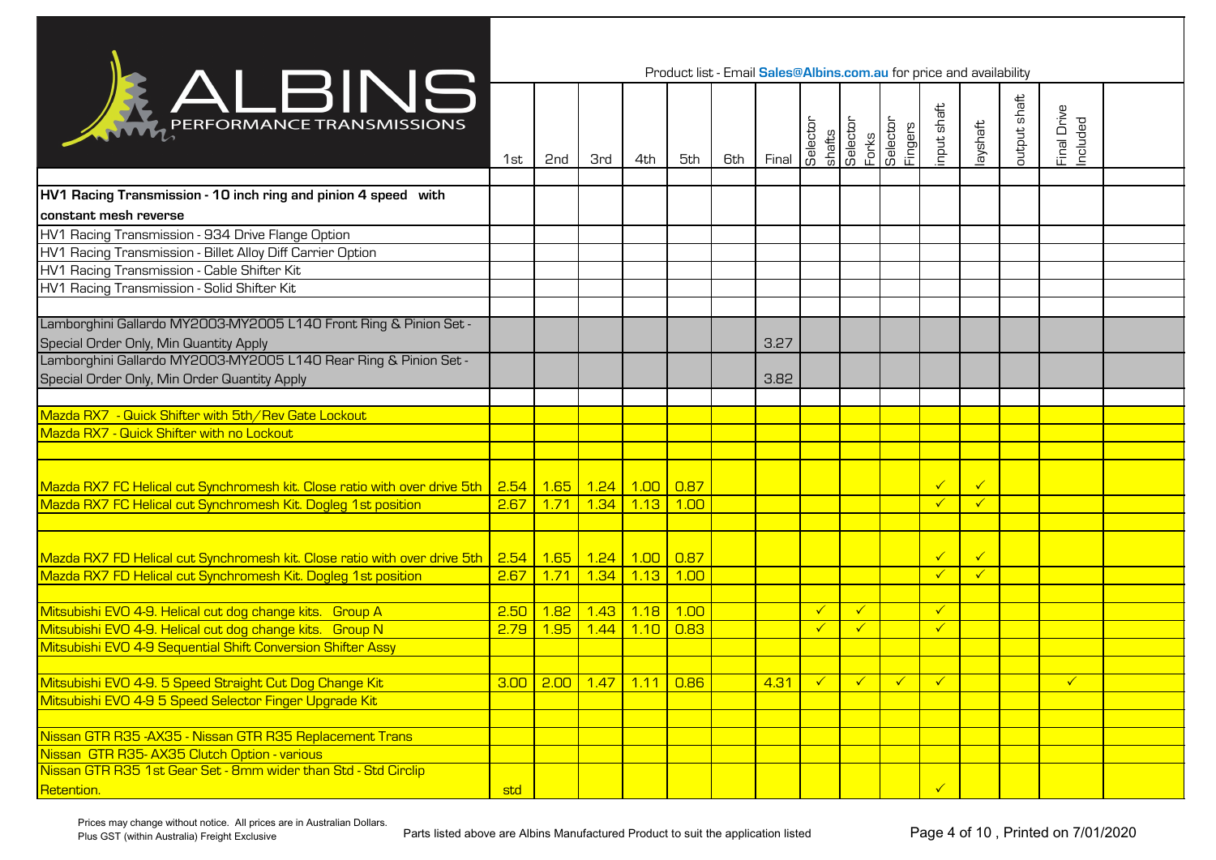Product list - Email **Sales@Albins.com.au** for price and availability

| ALBINS PERFORMANCE TRANSMISSIONS | 1st | 2nd | 3rd | 4th | 5th | 6th | Final | Selector shafts | Selector Forks | Selector Fingers | input shaft | layshaft | output shaft | Final Drive Included | |
|---|---|---|---|---|---|---|---|---|---|---|---|---|---|---|---|
| | | | | | | | | | | | | | | | |
| **HV1 Racing Transmission - 10 inch ring and pinion 4 speed with constant mesh reverse** | | | | | | | | | | | | | | | |
| HV1 Racing Transmission - 934 Drive Flange Option | | | | | | | | | | | | | | | |
| HV1 Racing Transmission - Billet Alloy Diff Carrier Option | | | | | | | | | | | | | | | |
| HV1 Racing Transmission - Cable Shifter Kit | | | | | | | | | | | | | | | |
| HV1 Racing Transmission - Solid Shifter Kit | | | | | | | | | | | | | | | |
| | | | | | | | | | | | | | | | |
| Lamborghini Gallardo MY2003-MY2005 L140 Front Ring & Pinion Set - Special Order Only, Min Quantity Apply | | | | | | | 3.27 | | | | | | | | |
| Lamborghini Gallardo MY2003-MY2005 L140 Rear Ring & Pinion Set - Special Order Only, Min Order Quantity Apply | | | | | | | 3.82 | | | | | | | | |
| | | | | | | | | | | | | | | | |
| Mazda RX7 - Quick Shifter with 5th/Rev Gate Lockout | | | | | | | | | | | | | | | |
| Mazda RX7 - Quick Shifter with no Lockout | | | | | | | | | | | | | | | |
| | | | | | | | | | | | | | | | |
| Mazda RX7 FC Helical cut Synchromesh kit. Close ratio with over drive 5th | 2.54 | 1.65 | 1.24 | 1.00 | 0.87 | | | | | | ✓ | ✓ | | | |
| Mazda RX7 FC Helical cut Synchromesh Kit. Dogleg 1st position | 2.67 | 1.71 | 1.34 | 1.13 | 1.00 | | | | | | ✓ | ✓ | | | |
| | | | | | | | | | | | | | | | |
| Mazda RX7 FD Helical cut Synchromesh kit. Close ratio with over drive 5th | 2.54 | 1.65 | 1.24 | 1.00 | 0.87 | | | | | | ✓ | ✓ | | | |
| Mazda RX7 FD Helical cut Synchromesh Kit. Dogleg 1st position | 2.67 | 1.71 | 1.34 | 1.13 | 1.00 | | | | | | ✓ | ✓ | | | |
| | | | | | | | | | | | | | | | |
| Mitsubishi EVO 4-9. Helical cut dog change kits. Group A | 2.50 | 1.82 | 1.43 | 1.18 | 1.00 | | | ✓ | ✓ | | ✓ | | | | |
| Mitsubishi EVO 4-9. Helical cut dog change kits. Group N | 2.79 | 1.95 | 1.44 | 1.10 | 0.83 | | | ✓ | ✓ | | ✓ | | | | |
| Mitsubishi EVO 4-9 Sequential Shift Conversion Shifter Assy | | | | | | | | | | | | | | | |
| | | | | | | | | | | | | | | | |
| Mitsubishi EVO 4-9. 5 Speed Straight Cut Dog Change Kit | 3.00 | 2.00 | 1.47 | 1.11 | 0.86 | | 4.31 | ✓ | ✓ | ✓ | ✓ | | | ✓ | |
| Mitsubishi EVO 4-9 5 Speed Selector Finger Upgrade Kit | | | | | | | | | | | | | | | |
| | | | | | | | | | | | | | | | |
| Nissan GTR R35 -AX35 - Nissan GTR R35 Replacement Trans | | | | | | | | | | | | | | | |
| Nissan GTR R35- AX35 Clutch Option - various | | | | | | | | | | | | | | | |
| Nissan GTR R35 1st Gear Set - 8mm wider than Std - Std Circlip Retention. | std | | | | | | | | | | ✓ | | | | |

Prices may change without notice. All prices are in Australian Dollars.
Plus GST (within Australia) Freight Exclusive

Parts listed above are Albins Manufactured Product to suit the application listed

Printed on 7/01/2020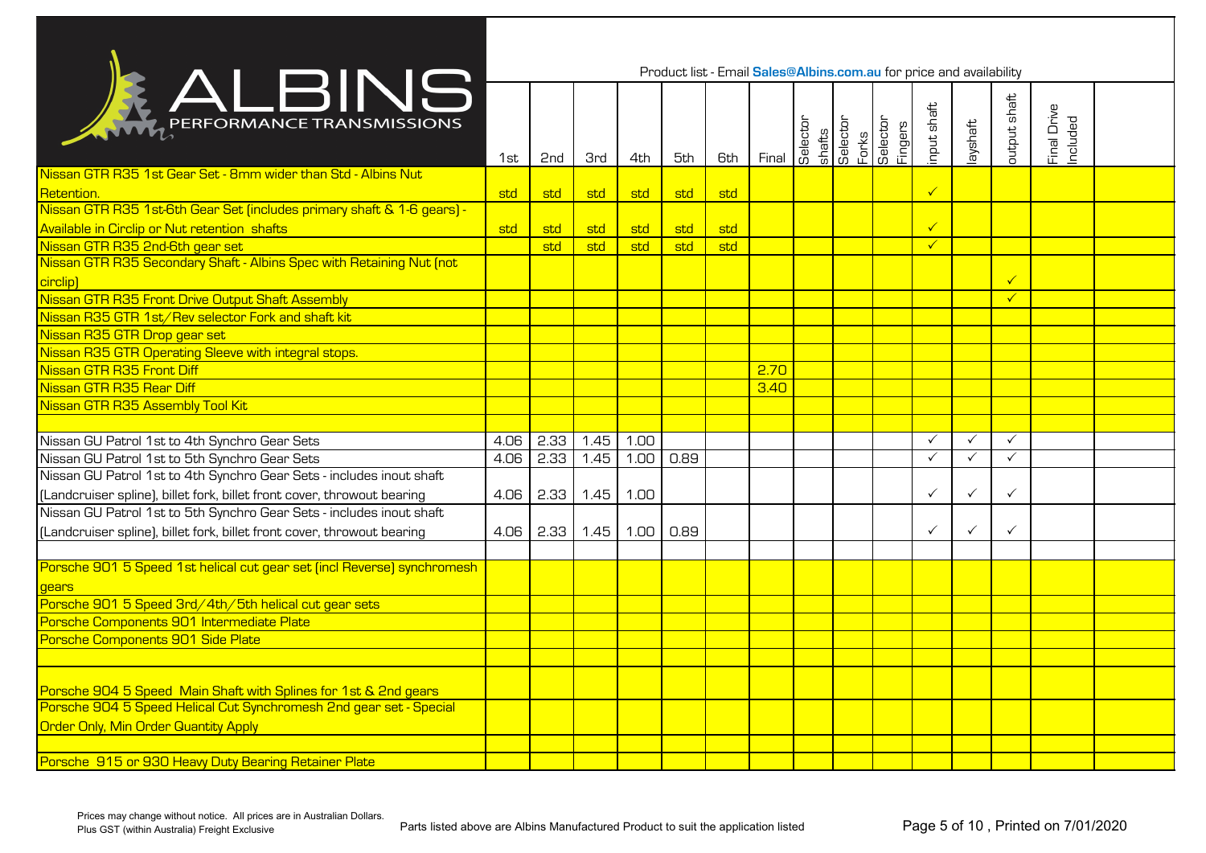# ALBINS PERFORMANCE TRANSMISSIONS

Product list - Email **Sales@Albins.com.au** for price and availability

| | 1st | 2nd | 3rd | 4th | 5th | 6th | Final | Selector shafts | Selector Forks | Selector Fingers | input shaft | layshaft | output shaft | Final Drive Included | |
|---|---|---|---|---|---|---|---|---|---|---|---|---|---|---|---|
| Nissan GTR R35 1st Gear Set - 8mm wider than Std - Albins Nut Retention. | std | std | std | std | std | std | | | | | ✓ | | | | |
| Nissan GTR R35 1st-6th Gear Set (includes primary shaft & 1-6 gears) - Available in Circlip or Nut retention shafts | std | std | std | std | std | std | | | | | ✓ | | | | |
| Nissan GTR R35 2nd-6th gear set | | std | std | std | std | std | | | | | ✓ | | | | |
| Nissan GTR R35 Secondary Shaft - Albins Spec with Retaining Nut (not circlip) | | | | | | | | | | | | | ✓ | | |
| Nissan GTR R35 Front Drive Output Shaft Assembly | | | | | | | | | | | | | ✓ | | |
| Nissan R35 GTR 1st/Rev selector Fork and shaft kit | | | | | | | | | | | | | | | |
| Nissan R35 GTR Drop gear set | | | | | | | | | | | | | | | |
| Nissan R35 GTR Operating Sleeve with integral stops. | | | | | | | | | | | | | | | |
| Nissan GTR R35 Front Diff | | | | | | | 2.70 | | | | | | | | |
| Nissan GTR R35 Rear Diff | | | | | | | 3.40 | | | | | | | | |
| Nissan GTR R35 Assembly Tool Kit | | | | | | | | | | | | | | | |
| | | | | | | | | | | | | | | | |
| Nissan GU Patrol 1st to 4th Synchro Gear Sets | 4.06 | 2.33 | 1.45 | 1.00 | | | | | | | ✓ | ✓ | ✓ | | |
| Nissan GU Patrol 1st to 5th Synchro Gear Sets | 4.06 | 2.33 | 1.45 | 1.00 | 0.89 | | | | | | ✓ | ✓ | ✓ | | |
| Nissan GU Patrol 1st to 4th Synchro Gear Sets - includes inout shaft (Landcruiser spline), billet fork, billet front cover, throwout bearing | 4.06 | 2.33 | 1.45 | 1.00 | | | | | | | ✓ | ✓ | ✓ | | |
| Nissan GU Patrol 1st to 5th Synchro Gear Sets - includes inout shaft (Landcruiser spline), billet fork, billet front cover, throwout bearing | 4.06 | 2.33 | 1.45 | 1.00 | 0.89 | | | | | | ✓ | ✓ | ✓ | | |
| | | | | | | | | | | | | | | | |
| Porsche 901 5 Speed 1st helical cut gear set (incl Reverse) synchromesh gears | | | | | | | | | | | | | | | |
| Porsche 901 5 Speed 3rd/4th/5th helical cut gear sets | | | | | | | | | | | | | | | |
| Porsche Components 901 Intermediate Plate | | | | | | | | | | | | | | | |
| Porsche Components 901 Side Plate | | | | | | | | | | | | | | | |
| | | | | | | | | | | | | | | | |
| Porsche 904 5 Speed Main Shaft with Splines for 1st & 2nd gears | | | | | | | | | | | | | | | |
| Porsche 904 5 Speed Helical Cut Synchromesh 2nd gear set - Special Order Only, Min Order Quantity Apply | | | | | | | | | | | | | | | |
| | | | | | | | | | | | | | | | |
| Porsche 915 or 930 Heavy Duty Bearing Retainer Plate | | | | | | | | | | | | | | | |

Prices may change without notice. All prices are in Australian Dollars. Plus GST (within Australia) Freight Exclusive

Parts listed above are Albins Manufactured Product to suit the application listed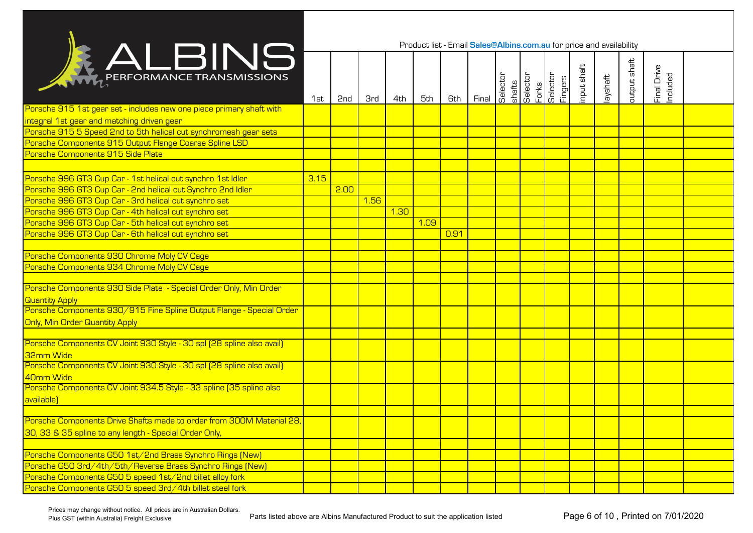# ALBINS PERFORMANCE TRANSMISSIONS

Product list - Email **Sales@Albins.com.au** for price and availability

| | 1st | 2nd | 3rd | 4th | 5th | 6th | Final | Selector shafts | Selector Forks | Selector Fingers | input shaft | layshaft | output shaft | Final Drive Included |
|---|---|---|---|---|---|---|---|---|---|---|---|---|---|---|
| Porsche 915 1st gear set - includes new one piece primary shaft with integral 1st gear and matching driven gear | | | | | | | | | | | | | | |
| Porsche 915 5 Speed 2nd to 5th helical cut synchromesh gear sets | | | | | | | | | | | | | | |
| Porsche Components 915 Output Flange Coarse Spline LSD | | | | | | | | | | | | | | |
| Porsche Components 915 Side Plate | | | | | | | | | | | | | | |
| | | | | | | | | | | | | | | |
| Porsche 996 GT3 Cup Car - 1st helical cut synchro 1st Idler | 3.15 | | | | | | | | | | | | | |
| Porsche 996 GT3 Cup Car - 2nd helical cut Synchro 2nd Idler | | 2.00 | | | | | | | | | | | | |
| Porsche 996 GT3 Cup Car - 3rd helical cut synchro set | | | 1.56 | | | | | | | | | | | |
| Porsche 996 GT3 Cup Car - 4th helical cut synchro set | | | | 1.30 | | | | | | | | | | |
| Porsche 996 GT3 Cup Car - 5th helical cut synchro set | | | | | 1.09 | | | | | | | | | |
| Porsche 996 GT3 Cup Car - 6th helical cut synchro set | | | | | | 0.91 | | | | | | | | |
| | | | | | | | | | | | | | | |
| Porsche Components 930 Chrome Moly CV Cage | | | | | | | | | | | | | | |
| Porsche Components 934 Chrome Moly CV Cage | | | | | | | | | | | | | | |
| | | | | | | | | | | | | | | |
| Porsche Components 930 Side Plate - Special Order Only, Min Order Quantity Apply | | | | | | | | | | | | | | |
| Porsche Components 930/915 Fine Spline Output Flange - Special Order Only, Min Order Quantity Apply | | | | | | | | | | | | | | |
| | | | | | | | | | | | | | | |
| Porsche Components CV Joint 930 Style - 30 spl (28 spline also avail) 32mm Wide | | | | | | | | | | | | | | |
| Porsche Components CV Joint 930 Style - 30 spl (28 spline also avail) 40mm Wide | | | | | | | | | | | | | | |
| Porsche Components CV Joint 934.5 Style - 33 spline (35 spline also available) | | | | | | | | | | | | | | |
| | | | | | | | | | | | | | | |
| Porsche Components Drive Shafts made to order from 300M Material 28, 30, 33 & 35 spline to any length - Special Order Only, | | | | | | | | | | | | | | |
| | | | | | | | | | | | | | | |
| Porsche Components G50 1st/2nd Brass Synchro Rings (New) | | | | | | | | | | | | | | |
| Porsche G50 3rd/4th/5th/Reverse Brass Synchro Rings (New) | | | | | | | | | | | | | | |
| Porsche Components G50 5 speed 1st/2nd billet alloy fork | | | | | | | | | | | | | | |
| Porsche Components G50 5 speed 3rd/4th billet steel fork | | | | | | | | | | | | | | |

Prices may change without notice. All prices are in Australian Dollars. Plus GST (within Australia) Freight Exclusive

Parts listed above are Albins Manufactured Product to suit the application listed

Printed on 7/01/2020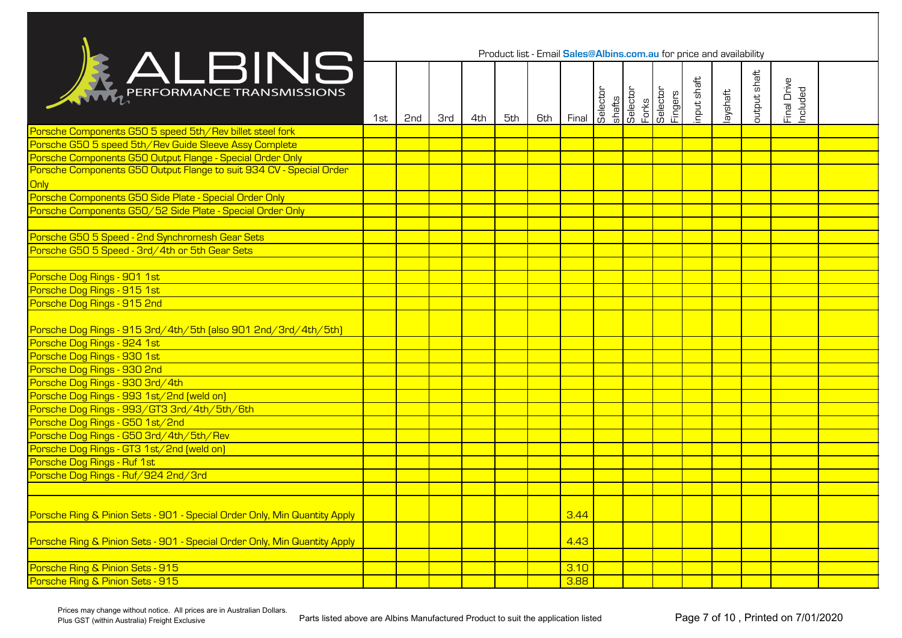# ALBINS PERFORMANCE TRANSMISSIONS

Product list - Email **Sales@Albins.com.au** for price and availability

| | 1st | 2nd | 3rd | 4th | 5th | 6th | Final | Selector shafts | Selector Forks | Selector Fingers | input shaft | layshaft | output shaft | Final Drive Included | |
|---|---|---|---|---|---|---|---|---|---|---|---|---|---|---|---|
| Porsche Components G50 5 speed 5th/Rev billet steel fork | | | | | | | | | | | | | | | |
| Porsche G50 5 speed 5th/Rev Guide Sleeve Assy Complete | | | | | | | | | | | | | | | |
| Porsche Components G50 Output Flange - Special Order Only | | | | | | | | | | | | | | | |
| Porsche Components G50 Output Flange to suit 934 CV - Special Order Only | | | | | | | | | | | | | | | |
| Porsche Components G50 Side Plate - Special Order Only | | | | | | | | | | | | | | | |
| Porsche Components G50/52 Side Plate - Special Order Only | | | | | | | | | | | | | | | |
| | | | | | | | | | | | | | | | |
| Porsche G50 5 Speed - 2nd Synchromesh Gear Sets | | | | | | | | | | | | | | | |
| Porsche G50 5 Speed - 3rd/4th or 5th Gear Sets | | | | | | | | | | | | | | | |
| | | | | | | | | | | | | | | | |
| Porsche Dog Rings - 901 1st | | | | | | | | | | | | | | | |
| Porsche Dog Rings - 915 1st | | | | | | | | | | | | | | | |
| Porsche Dog Rings - 915 2nd | | | | | | | | | | | | | | | |
| Porsche Dog Rings - 915 3rd/4th/5th (also 901 2nd/3rd/4th/5th) | | | | | | | | | | | | | | | |
| Porsche Dog Rings - 924 1st | | | | | | | | | | | | | | | |
| Porsche Dog Rings - 930 1st | | | | | | | | | | | | | | | |
| Porsche Dog Rings - 930 2nd | | | | | | | | | | | | | | | |
| Porsche Dog Rings - 930 3rd/4th | | | | | | | | | | | | | | | |
| Porsche Dog Rings - 993 1st/2nd (weld on) | | | | | | | | | | | | | | | |
| Porsche Dog Rings - 993/GT3 3rd/4th/5th/6th | | | | | | | | | | | | | | | |
| Porsche Dog Rings - G50 1st/2nd | | | | | | | | | | | | | | | |
| Porsche Dog Rings - G50 3rd/4th/5th/Rev | | | | | | | | | | | | | | | |
| Porsche Dog Rings - GT3 1st/2nd (weld on) | | | | | | | | | | | | | | | |
| Porsche Dog Rings - Ruf 1st | | | | | | | | | | | | | | | |
| Porsche Dog Rings - Ruf/924 2nd/3rd | | | | | | | | | | | | | | | |
| | | | | | | | | | | | | | | | |
| Porsche Ring & Pinion Sets - 901 - Special Order Only, Min Quantity Apply | | | | | | | 3.44 | | | | | | | | |
| Porsche Ring & Pinion Sets - 901 - Special Order Only, Min Quantity Apply | | | | | | | 4.43 | | | | | | | | |
| | | | | | | | | | | | | | | | |
| Porsche Ring & Pinion Sets - 915 | | | | | | | 3.10 | | | | | | | | |
| Porsche Ring & Pinion Sets - 915 | | | | | | | 3.88 | | | | | | | | |

Prices may change without notice. All prices are in Australian Dollars. Plus GST (within Australia) Freight Exclusive

Parts listed above are Albins Manufactured Product to suit the application listed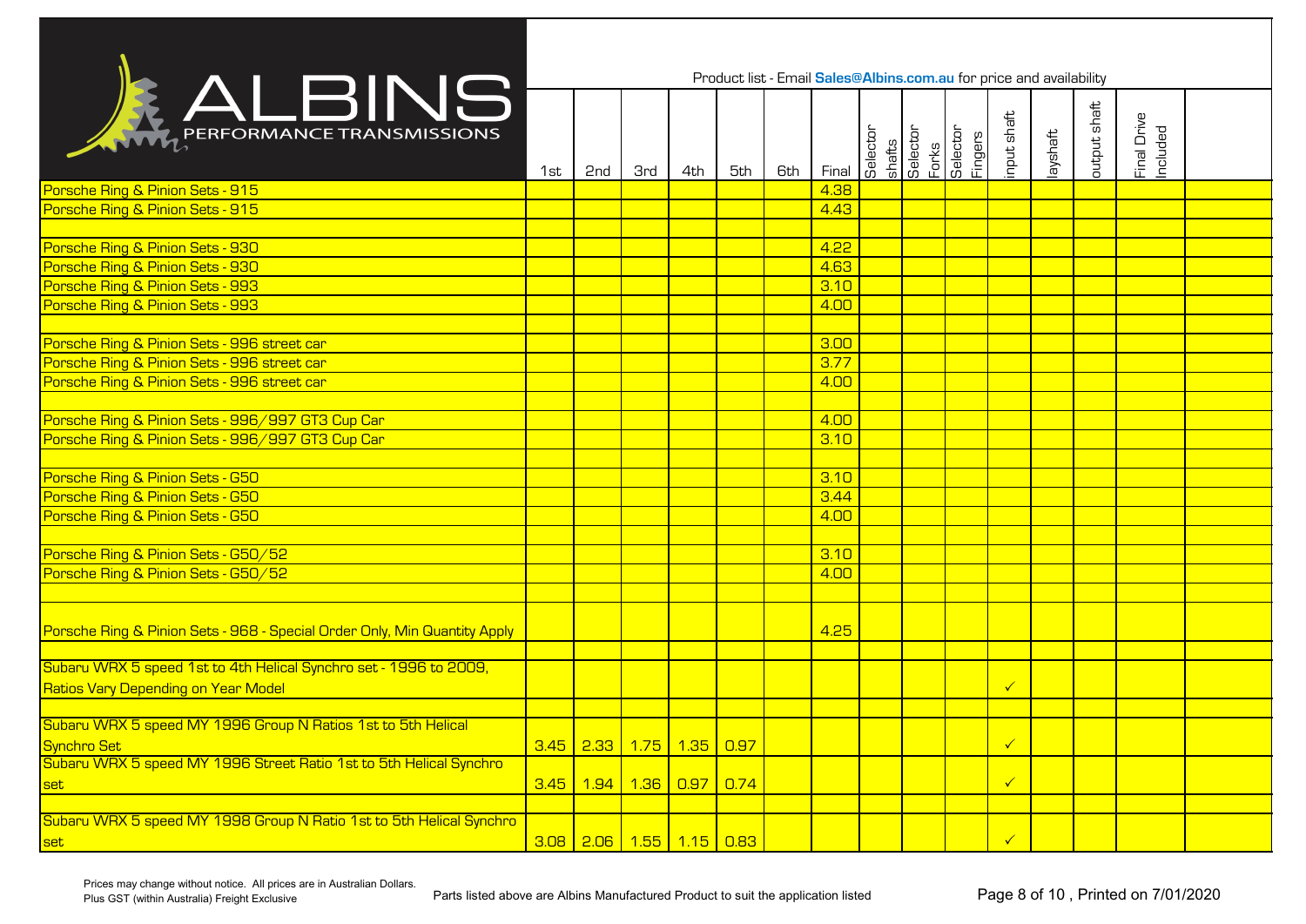# ALBINS PERFORMANCE TRANSMISSIONS

Product list - Email **Sales@Albins.com.au** for price and availability

| | 1st | 2nd | 3rd | 4th | 5th | 6th | Final | Selector shafts | Selector Forks | Selector Fingers | input shaft | layshaft | output shaft | Final Drive Included | |
|---|---|---|---|---|---|---|---|---|---|---|---|---|---|---|---|
| Porsche Ring & Pinion Sets - 915 | | | | | | | 4.38 | | | | | | | | |
| Porsche Ring & Pinion Sets - 915 | | | | | | | 4.43 | | | | | | | | |
| | | | | | | | | | | | | | | | |
| Porsche Ring & Pinion Sets - 930 | | | | | | | 4.22 | | | | | | | | |
| Porsche Ring & Pinion Sets - 930 | | | | | | | 4.63 | | | | | | | | |
| Porsche Ring & Pinion Sets - 993 | | | | | | | 3.10 | | | | | | | | |
| Porsche Ring & Pinion Sets - 993 | | | | | | | 4.00 | | | | | | | | |
| | | | | | | | | | | | | | | | |
| Porsche Ring & Pinion Sets - 996 street car | | | | | | | 3.00 | | | | | | | | |
| Porsche Ring & Pinion Sets - 996 street car | | | | | | | 3.77 | | | | | | | | |
| Porsche Ring & Pinion Sets - 996 street car | | | | | | | 4.00 | | | | | | | | |
| | | | | | | | | | | | | | | | |
| Porsche Ring & Pinion Sets - 996/997 GT3 Cup Car | | | | | | | 4.00 | | | | | | | | |
| Porsche Ring & Pinion Sets - 996/997 GT3 Cup Car | | | | | | | 3.10 | | | | | | | | |
| | | | | | | | | | | | | | | | |
| Porsche Ring & Pinion Sets - G50 | | | | | | | 3.10 | | | | | | | | |
| Porsche Ring & Pinion Sets - G50 | | | | | | | 3.44 | | | | | | | | |
| Porsche Ring & Pinion Sets - G50 | | | | | | | 4.00 | | | | | | | | |
| | | | | | | | | | | | | | | | |
| Porsche Ring & Pinion Sets - G50/52 | | | | | | | 3.10 | | | | | | | | |
| Porsche Ring & Pinion Sets - G50/52 | | | | | | | 4.00 | | | | | | | | |
| | | | | | | | | | | | | | | | |
| Porsche Ring & Pinion Sets - 968 - Special Order Only, Min Quantity Apply | | | | | | | 4.25 | | | | | | | | |
| | | | | | | | | | | | | | | | |
| Subaru WRX 5 speed 1st to 4th Helical Synchro set - 1996 to 2009, Ratios Vary Depending on Year Model | | | | | | | | | | | ✓ | | | | |
| | | | | | | | | | | | | | | | |
| Subaru WRX 5 speed MY 1996 Group N Ratios 1st to 5th Helical Synchro Set | 3.45 | 2.33 | 1.75 | 1.35 | 0.97 | | | | | | ✓ | | | | |
| Subaru WRX 5 speed MY 1996 Street Ratio 1st to 5th Helical Synchro set | 3.45 | 1.94 | 1.36 | 0.97 | 0.74 | | | | | | ✓ | | | | |
| | | | | | | | | | | | | | | | |
| Subaru WRX 5 speed MY 1998 Group N Ratio 1st to 5th Helical Synchro set | 3.08 | 2.06 | 1.55 | 1.15 | 0.83 | | | | | | ✓ | | | | |

Prices may change without notice. All prices are in Australian Dollars. Plus GST (within Australia) Freight Exclusive

Parts listed above are Albins Manufactured Product to suit the application listed

Printed on 7/01/2020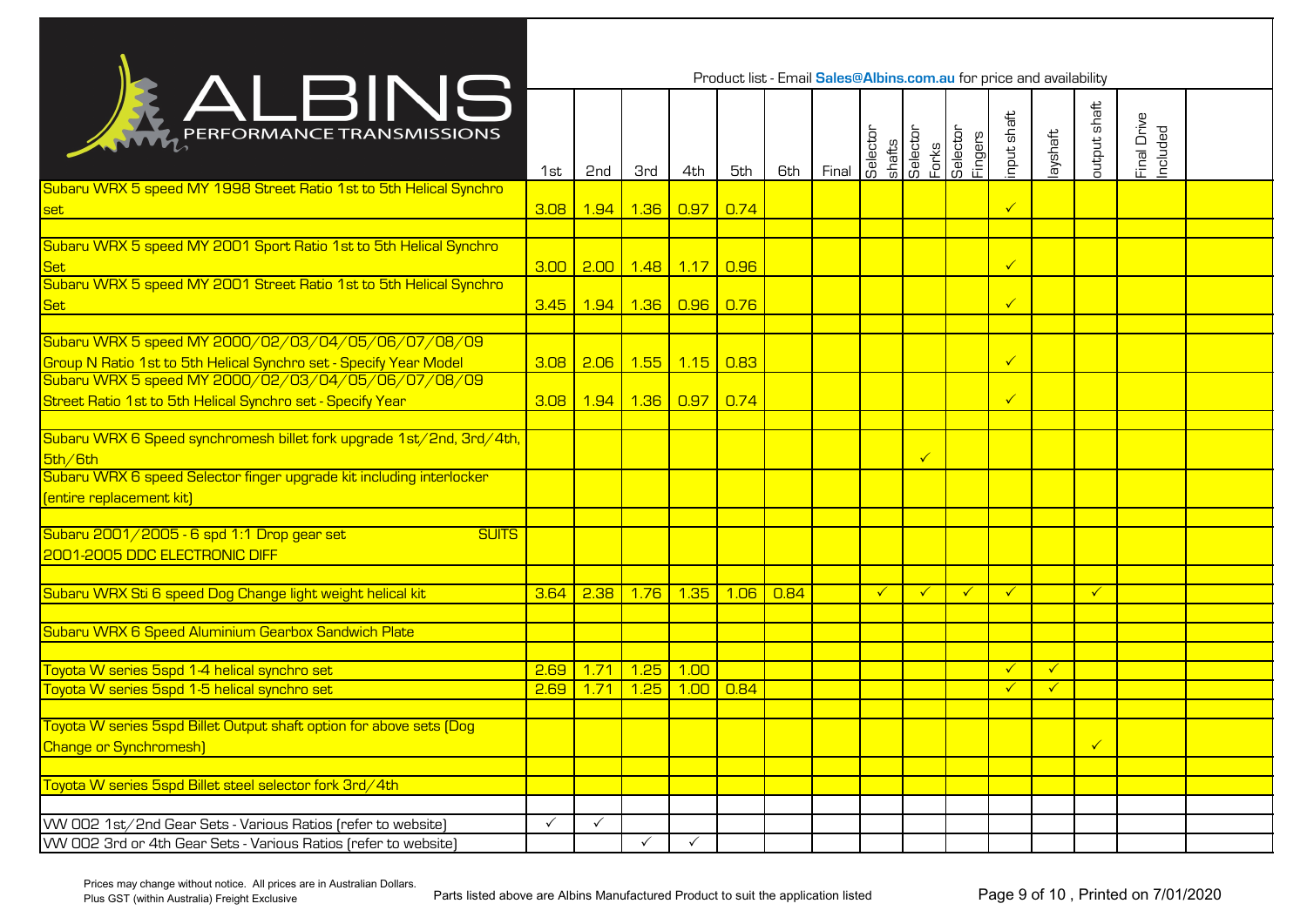# ALBINS PERFORMANCE TRANSMISSIONS

Product list - Email **Sales@Albins.com.au** for price and availability

| | 1st | 2nd | 3rd | 4th | 5th | 6th | Final | Selector shafts | Selector Forks | Selector Fingers | input shaft | layshaft | output shaft | Final Drive Included | |
|---|---|---|---|---|---|---|---|---|---|---|---|---|---|---|---|
| Subaru WRX 5 speed MY 1998 Street Ratio 1st to 5th Helical Synchro set | 3.08 | 1.94 | 1.36 | 0.97 | 0.74 | | | | | | ✓ | | | | |
| | | | | | | | | | | | | | | | |
| Subaru WRX 5 speed MY 2001 Sport Ratio 1st to 5th Helical Synchro Set | 3.00 | 2.00 | 1.48 | 1.17 | 0.96 | | | | | | ✓ | | | | |
| Subaru WRX 5 speed MY 2001 Street Ratio 1st to 5th Helical Synchro Set | 3.45 | 1.94 | 1.36 | 0.96 | 0.76 | | | | | | ✓ | | | | |
| | | | | | | | | | | | | | | | |
| Subaru WRX 5 speed MY 2000/02/03/04/05/06/07/08/09 Group N Ratio 1st to 5th Helical Synchro set - Specify Year Model | 3.08 | 2.06 | 1.55 | 1.15 | 0.83 | | | | | | ✓ | | | | |
| Subaru WRX 5 speed MY 2000/02/03/04/05/06/07/08/09 Street Ratio 1st to 5th Helical Synchro set - Specify Year | 3.08 | 1.94 | 1.36 | 0.97 | 0.74 | | | | | | ✓ | | | | |
| | | | | | | | | | | | | | | | |
| Subaru WRX 6 Speed synchromesh billet fork upgrade 1st/2nd, 3rd/4th, 5th/6th | | | | | | | | | ✓ | | | | | | |
| Subaru WRX 6 speed Selector finger upgrade kit including interlocker (entire replacement kit) | | | | | | | | | | | | | | | |
| | | | | | | | | | | | | | | | |
| Subaru 2001/2005 - 6 spd 1:1 Drop gear set SUITS 2001-2005 DDC ELECTRONIC DIFF | | | | | | | | | | | | | | | |
| | | | | | | | | | | | | | | | |
| Subaru WRX Sti 6 speed Dog Change light weight helical kit | 3.64 | 2.38 | 1.76 | 1.35 | 1.06 | 0.84 | | ✓ | ✓ | ✓ | ✓ | | ✓ | | |
| | | | | | | | | | | | | | | | |
| Subaru WRX 6 Speed Aluminium Gearbox Sandwich Plate | | | | | | | | | | | | | | | |
| | | | | | | | | | | | | | | | |
| Toyota W series 5spd 1-4 helical synchro set | 2.69 | 1.71 | 1.25 | 1.00 | | | | | | | ✓ | ✓ | | | |
| Toyota W series 5spd 1-5 helical synchro set | 2.69 | 1.71 | 1.25 | 1.00 | 0.84 | | | | | | ✓ | ✓ | | | |
| | | | | | | | | | | | | | | | |
| Toyota W series 5spd Billet Output shaft option for above sets (Dog Change or Synchromesh) | | | | | | | | | | | | | ✓ | | |
| | | | | | | | | | | | | | | | |
| Toyota W series 5spd Billet steel selector fork 3rd/4th | | | | | | | | | | | | | | | |
| | | | | | | | | | | | | | | | |
| VW 002 1st/2nd Gear Sets - Various Ratios (refer to website) | ✓ | ✓ | | | | | | | | | | | | | |
| VW 002 3rd or 4th Gear Sets - Various Ratios (refer to website) | | | ✓ | ✓ | | | | | | | | | | | |

Prices may change without notice. All prices are in Australian Dollars.
Plus GST (within Australia) Freight Exclusive

Parts listed above are Albins Manufactured Product to suit the application listed

Printed on 7/01/2020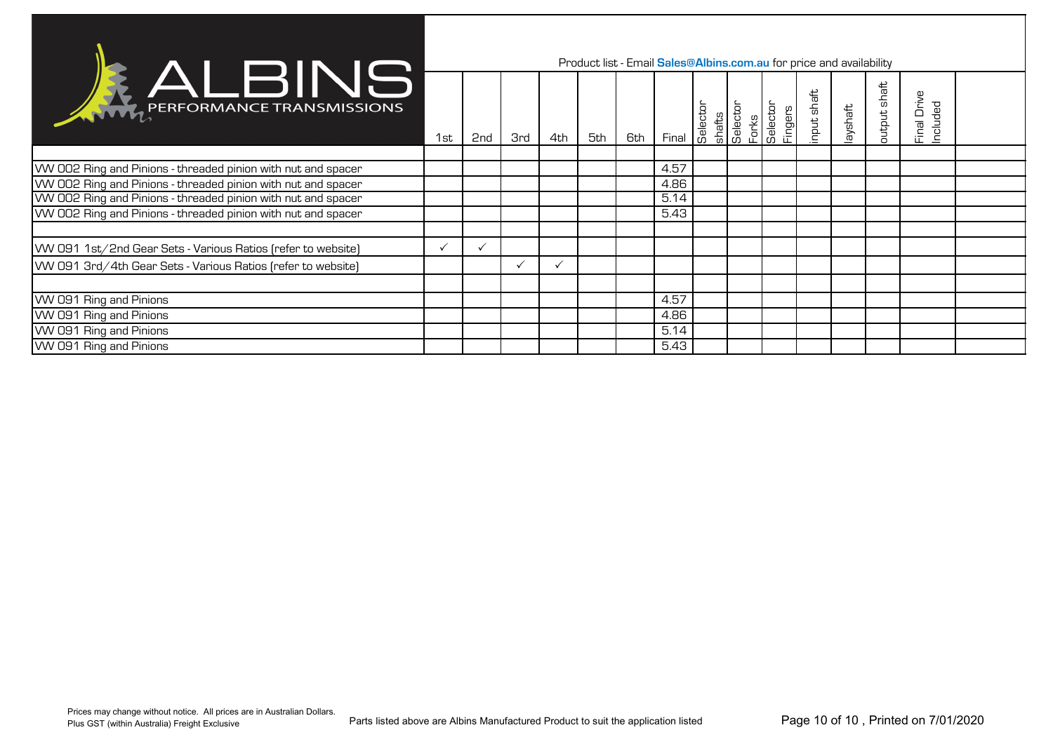ALBINS PERFORMANCE TRANSMISSIONS

Product list - Email **Sales@Albins.com.au** for price and availability

| | 1st | 2nd | 3rd | 4th | 5th | 6th | Final | Selector shafts | Selector Forks | Selector Fingers | input shaft | layshaft | output shaft | Final Drive Included | |
|---|---|---|---|---|---|---|---|---|---|---|---|---|---|---|---|
| | | | | | | | | | | | | | | | |
| VW 002 Ring and Pinions - threaded pinion with nut and spacer | | | | | | | 4.57 | | | | | | | | |
| VW 002 Ring and Pinions - threaded pinion with nut and spacer | | | | | | | 4.86 | | | | | | | | |
| VW 002 Ring and Pinions - threaded pinion with nut and spacer | | | | | | | 5.14 | | | | | | | | |
| VW 002 Ring and Pinions - threaded pinion with nut and spacer | | | | | | | 5.43 | | | | | | | | |
| | | | | | | | | | | | | | | | |
| VW 091 1st/2nd Gear Sets - Various Ratios (refer to website) | ✓ | ✓ | | | | | | | | | | | | | |
| VW 091 3rd/4th Gear Sets - Various Ratios (refer to website) | | | ✓ | ✓ | | | | | | | | | | | |
| | | | | | | | | | | | | | | | |
| VW 091 Ring and Pinions | | | | | | | 4.57 | | | | | | | | |
| VW 091 Ring and Pinions | | | | | | | 4.86 | | | | | | | | |
| VW 091 Ring and Pinions | | | | | | | 5.14 | | | | | | | | |
| VW 091 Ring and Pinions | | | | | | | 5.43 | | | | | | | | |

Prices may change without notice. All prices are in Australian Dollars.
Plus GST (within Australia) Freight Exclusive

Parts listed above are Albins Manufactured Product to suit the application listed